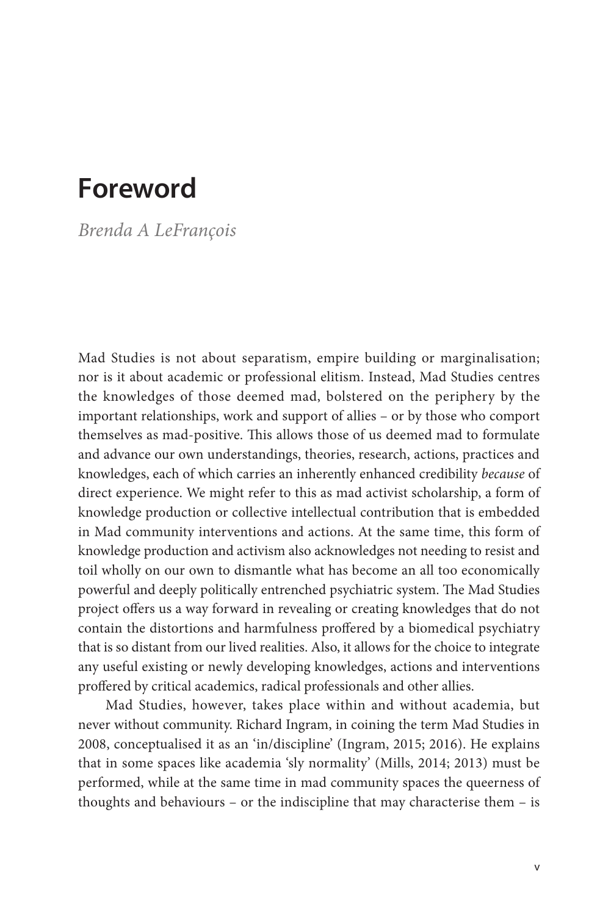# Foreword

*Brenda A LeFrançois*

Mad Studies is not about separatism, empire building or marginalisation; nor is it about academic or professional elitism. Instead, Mad Studies centres the knowledges of those deemed mad, bolstered on the periphery by the important relationships, work and support of allies – or by those who comport themselves as mad-positive. This allows those of us deemed mad to formulate and advance our own understandings, theories, research, actions, practices and knowledges, each of which carries an inherently enhanced credibility *because* of direct experience. We might refer to this as mad activist scholarship, a form of knowledge production or collective intellectual contribution that is embedded in Mad community interventions and actions. At the same time, this form of knowledge production and activism also acknowledges not needing to resist and toil wholly on our own to dismantle what has become an all too economically powerful and deeply politically entrenched psychiatric system. The Mad Studies project offers us a way forward in revealing or creating knowledges that do not contain the distortions and harmfulness proffered by a biomedical psychiatry that is so distant from our lived realities. Also, it allows for the choice to integrate any useful existing or newly developing knowledges, actions and interventions proffered by critical academics, radical professionals and other allies.

Mad Studies, however, takes place within and without academia, but never without community. Richard Ingram, in coining the term Mad Studies in 2008, conceptualised it as an 'in/discipline' (Ingram, 2015; 2016). He explains that in some spaces like academia 'sly normality' (Mills, 2014; 2013) must be performed, while at the same time in mad community spaces the queerness of thoughts and behaviours – or the indiscipline that may characterise them – is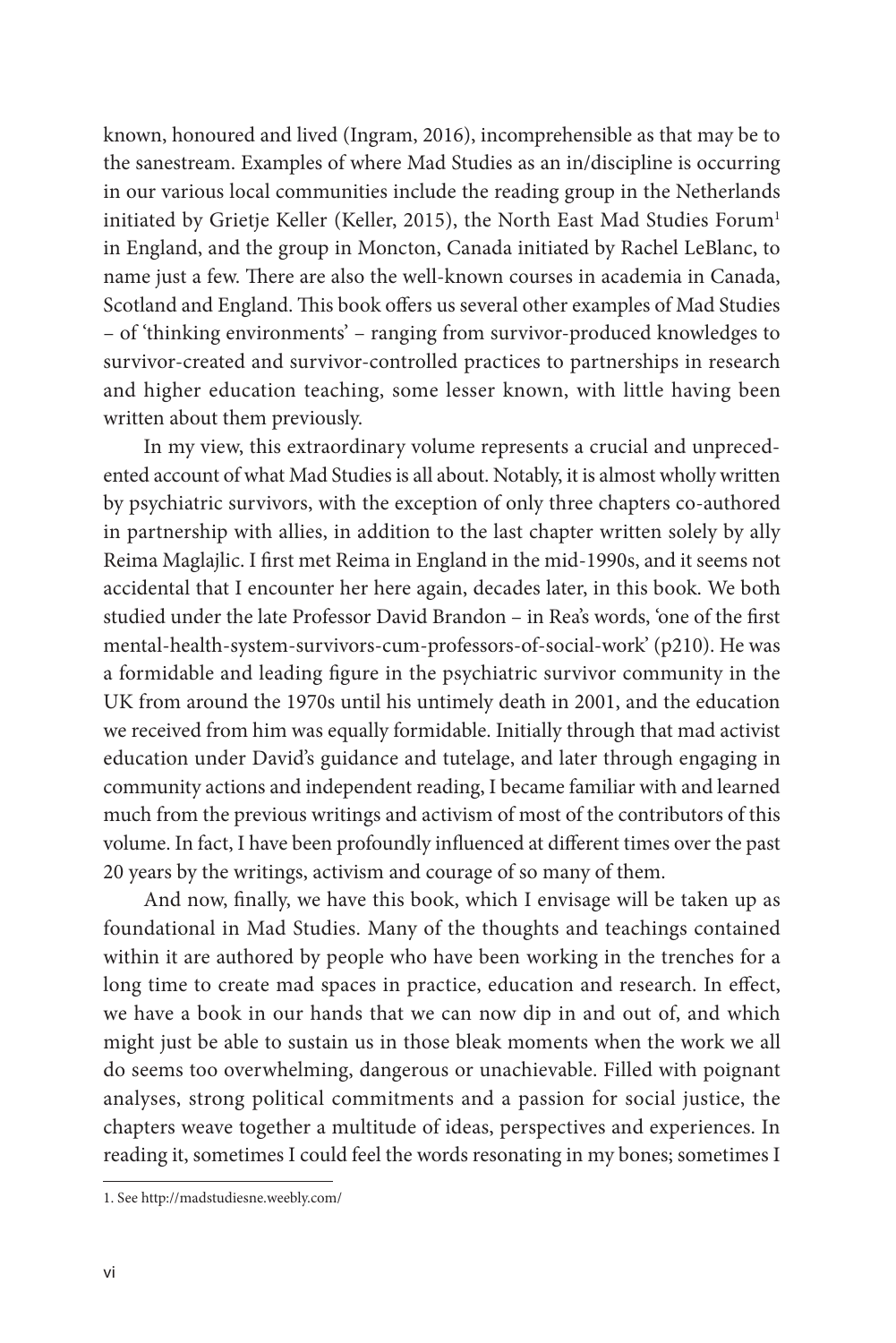known, honoured and lived (Ingram, 2016), incomprehensible as that may be to the sanestream. Examples of where Mad Studies as an in/discipline is occurring in our various local communities include the reading group in the Netherlands initiated by Grietje Keller (Keller, 2015), the North East Mad Studies Forum[1] in England, and the group in Moncton, Canada initiated by Rachel LeBlanc, to name just a few. There are also the well-known courses in academia in Canada, Scotland and England. This book offers us several other examples of Mad Studies – of 'thinking environments' – ranging from survivor-produced knowledges to survivor-created and survivor-controlled practices to partnerships in research and higher education teaching, some lesser known, with little having been written about them previously.

In my view, this extraordinary volume represents a crucial and unprecedented account of what Mad Studies is all about. Notably, it is almost wholly written by psychiatric survivors, with the exception of only three chapters co-authored in partnership with allies, in addition to the last chapter written solely by ally Reima Maglajlic. I first met Reima in England in the mid-1990s, and it seems not accidental that I encounter her here again, decades later, in this book. We both studied under the late Professor David Brandon – in Rea's words, 'one of the first mental-health-system-survivors-cum-professors-of-social-work' (p210). He was a formidable and leading figure in the psychiatric survivor community in the UK from around the 1970s until his untimely death in 2001, and the education we received from him was equally formidable. Initially through that mad activist education under David's guidance and tutelage, and later through engaging in community actions and independent reading, I became familiar with and learned much from the previous writings and activism of most of the contributors of this volume. In fact, I have been profoundly influenced at different times over the past 20 years by the writings, activism and courage of so many of them.

And now, finally, we have this book, which I envisage will be taken up as foundational in Mad Studies. Many of the thoughts and teachings contained within it are authored by people who have been working in the trenches for a long time to create mad spaces in practice, education and research. In effect, we have a book in our hands that we can now dip in and out of, and which might just be able to sustain us in those bleak moments when the work we all do seems too overwhelming, dangerous or unachievable. Filled with poignant analyses, strong political commitments and a passion for social justice, the chapters weave together a multitude of ideas, perspectives and experiences. In reading it, sometimes I could feel the words resonating in my bones; sometimes I

1. See http://madstudiesne.weebly.com/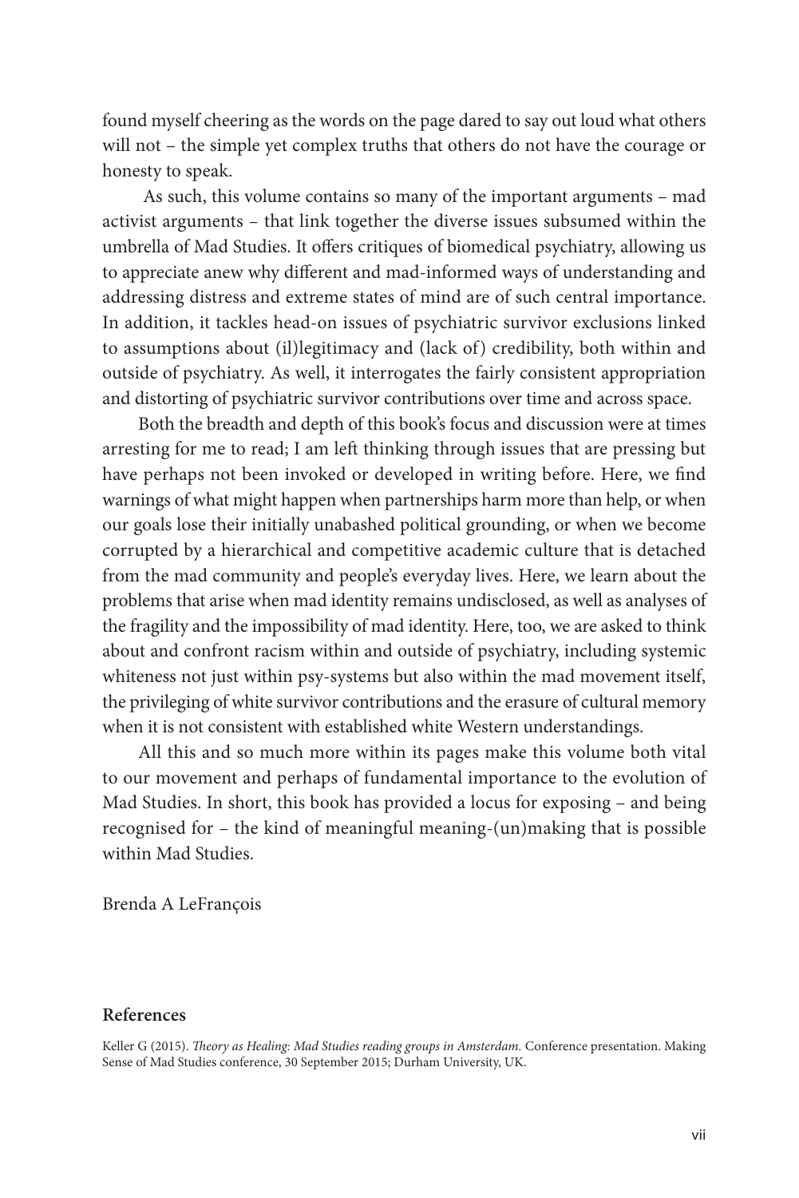found myself cheering as the words on the page dared to say out loud what others will not – the simple yet complex truths that others do not have the courage or honesty to speak.

As such, this volume contains so many of the important arguments – mad activist arguments – that link together the diverse issues subsumed within the umbrella of Mad Studies. It offers critiques of biomedical psychiatry, allowing us to appreciate anew why different and mad-informed ways of understanding and addressing distress and extreme states of mind are of such central importance. In addition, it tackles head-on issues of psychiatric survivor exclusions linked to assumptions about (il)legitimacy and (lack of) credibility, both within and outside of psychiatry. As well, it interrogates the fairly consistent appropriation and distorting of psychiatric survivor contributions over time and across space.

Both the breadth and depth of this book's focus and discussion were at times arresting for me to read; I am left thinking through issues that are pressing but have perhaps not been invoked or developed in writing before. Here, we find warnings of what might happen when partnerships harm more than help, or when our goals lose their initially unabashed political grounding, or when we become corrupted by a hierarchical and competitive academic culture that is detached from the mad community and people's everyday lives. Here, we learn about the problems that arise when mad identity remains undisclosed, as well as analyses of the fragility and the impossibility of mad identity. Here, too, we are asked to think about and confront racism within and outside of psychiatry, including systemic whiteness not just within psy-systems but also within the mad movement itself, the privileging of white survivor contributions and the erasure of cultural memory when it is not consistent with established white Western understandings.

All this and so much more within its pages make this volume both vital to our movement and perhaps of fundamental importance to the evolution of Mad Studies. In short, this book has provided a locus for exposing – and being recognised for – the kind of meaningful meaning-(un)making that is possible within Mad Studies.

Brenda A LeFrançois

## References

Keller G (2015). *Theory as Healing: Mad Studies reading groups in Amsterdam.* Conference presentation. Making Sense of Mad Studies conference, 30 September 2015; Durham University, UK.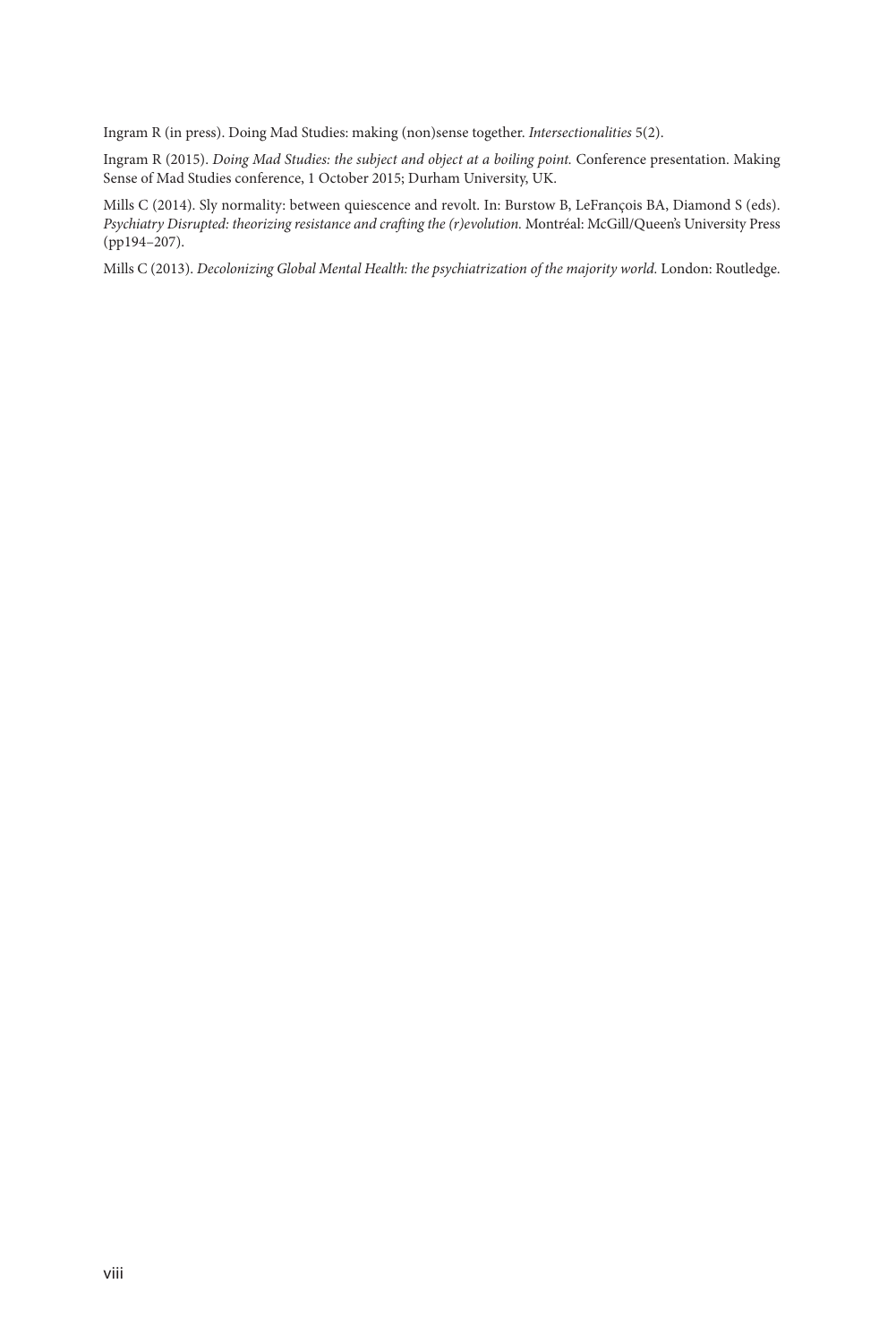Ingram R (in press). Doing Mad Studies: making (non)sense together. *Intersectionalities* 5(2).

Ingram R (2015). *Doing Mad Studies: the subject and object at a boiling point.* Conference presentation. Making Sense of Mad Studies conference, 1 October 2015; Durham University, UK.

Mills C (2014). Sly normality: between quiescence and revolt. In: Burstow B, LeFrançois BA, Diamond S (eds). *Psychiatry Disrupted: theorizing resistance and crafting the (r)evolution.* Montréal: McGill/Queen's University Press (pp194–207).

Mills C (2013). *Decolonizing Global Mental Health: the psychiatrization of the majority world.* London: Routledge.